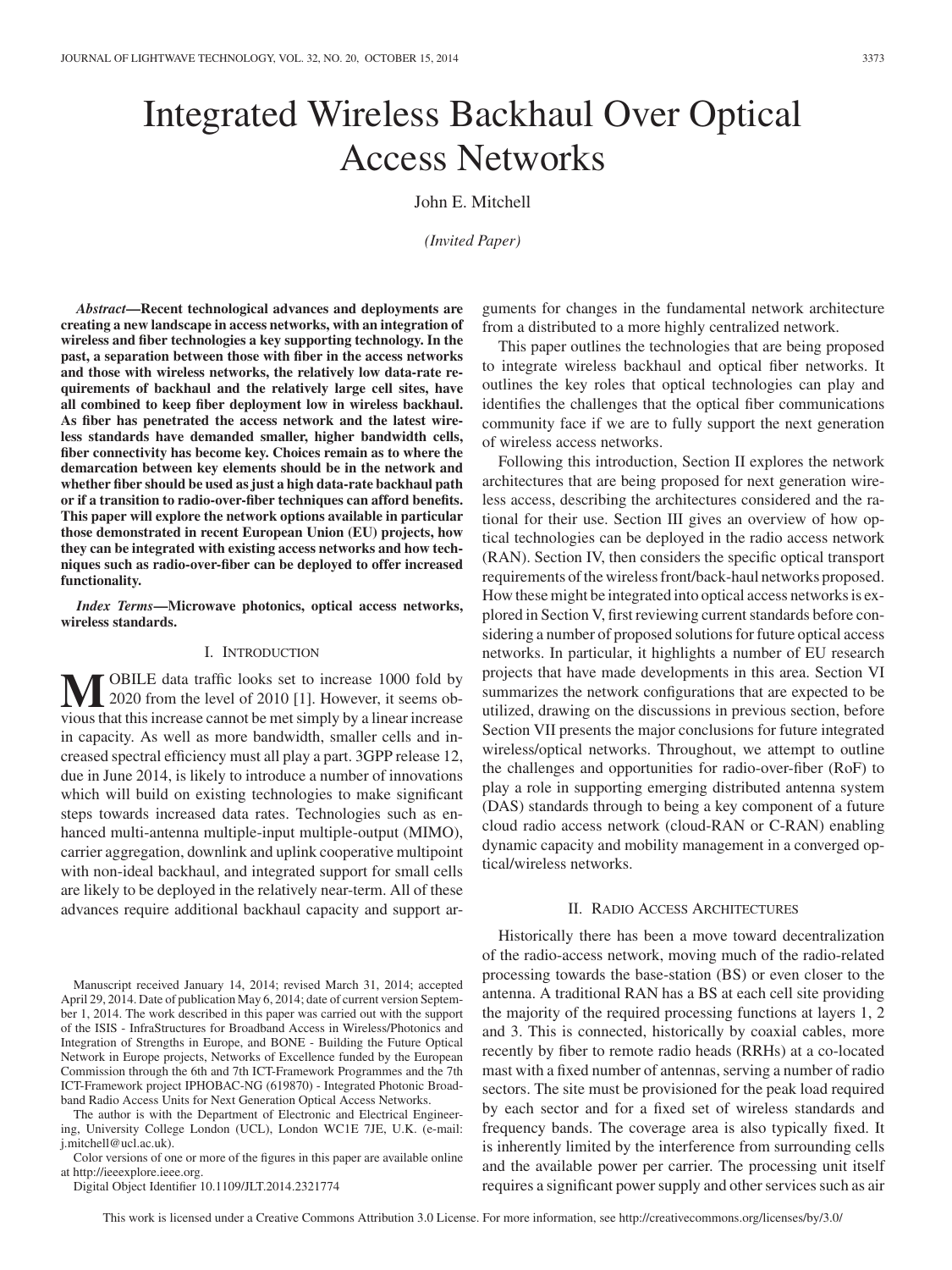# Integrated Wireless Backhaul Over Optical Access Networks

John E. Mitchell

*(Invited Paper)*

***Abstract*—Recent technological advances and deployments are creating a new landscape in access networks, with an integration of wireless and fiber technologies a key supporting technology. In the past, a separation between those with fiber in the access networks and those with wireless networks, the relatively low data-rate requirements of backhaul and the relatively large cell sites, have all combined to keep fiber deployment low in wireless backhaul. As fiber has penetrated the access network and the latest wireless standards have demanded smaller, higher bandwidth cells, fiber connectivity has become key. Choices remain as to where the demarcation between key elements should be in the network and whether fiber should be used as just a high data-rate backhaul path or if a transition to radio-over-fiber techniques can afford benefits. This paper will explore the network options available in particular those demonstrated in recent European Union (EU) projects, how they can be integrated with existing access networks and how techniques such as radio-over-fiber can be deployed to offer increased functionality.**

***Index Terms*—Microwave photonics, optical access networks, wireless standards.**

## I. Introduction

Mobile data traffic looks set to increase 1000 fold by 2020 from the level of 2010 [1]. However, it seems obvious that this increase cannot be met simply by a linear increase in capacity. As well as more bandwidth, smaller cells and increased spectral efficiency must all play a part. 3GPP release 12, due in June 2014, is likely to introduce a number of innovations which will build on existing technologies to make significant steps towards increased data rates. Technologies such as enhanced multi-antenna multiple-input multiple-output (MIMO), carrier aggregation, downlink and uplink cooperative multipoint with non-ideal backhaul, and integrated support for small cells are likely to be deployed in the relatively near-term. All of these advances require additional backhaul capacity and support arguments for changes in the fundamental network architecture from a distributed to a more highly centralized network.

This paper outlines the technologies that are being proposed to integrate wireless backhaul and optical fiber networks. It outlines the key roles that optical technologies can play and identifies the challenges that the optical fiber communications community face if we are to fully support the next generation of wireless access networks.

Following this introduction, Section II explores the network architectures that are being proposed for next generation wireless access, describing the architectures considered and the rational for their use. Section III gives an overview of how optical technologies can be deployed in the radio access network (RAN). Section IV, then considers the specific optical transport requirements of the wireless front/back-haul networks proposed. How these might be integrated into optical access networks is explored in Section V, first reviewing current standards before considering a number of proposed solutions for future optical access networks. In particular, it highlights a number of EU research projects that have made developments in this area. Section VI summarizes the network configurations that are expected to be utilized, drawing on the discussions in previous section, before Section VII presents the major conclusions for future integrated wireless/optical networks. Throughout, we attempt to outline the challenges and opportunities for radio-over-fiber (RoF) to play a role in supporting emerging distributed antenna system (DAS) standards through to being a key component of a future cloud radio access network (cloud-RAN or C-RAN) enabling dynamic capacity and mobility management in a converged optical/wireless networks.

## II. Radio Access Architectures

Historically there has been a move toward decentralization of the radio-access network, moving much of the radio-related processing towards the base-station (BS) or even closer to the antenna. A traditional RAN has a BS at each cell site providing the majority of the required processing functions at layers 1, 2 and 3. This is connected, historically by coaxial cables, more recently by fiber to remote radio heads (RRHs) at a co-located mast with a fixed number of antennas, serving a number of radio sectors. The site must be provisioned for the peak load required by each sector and for a fixed set of wireless standards and frequency bands. The coverage area is also typically fixed. It is inherently limited by the interference from surrounding cells and the available power per carrier. The processing unit itself requires a significant power supply and other services such as air

Manuscript received January 14, 2014; revised March 31, 2014; accepted April 29, 2014. Date of publication May 6, 2014; date of current version September 1, 2014. The work described in this paper was carried out with the support of the ISIS - InfraStructures for Broadband Access in Wireless/Photonics and Integration of Strengths in Europe, and BONE - Building the Future Optical Network in Europe projects, Networks of Excellence funded by the European Commission through the 6th and 7th ICT-Framework Programmes and the 7th ICT-Framework project IPHOBAC-NG (619870) - Integrated Photonic Broadband Radio Access Units for Next Generation Optical Access Networks.

The author is with the Department of Electronic and Electrical Engineering, University College London (UCL), London WC1E 7JE, U.K. (e-mail: j.mitchell@ucl.ac.uk).

Color versions of one or more of the figures in this paper are available online at http://ieeexplore.ieee.org.

Digital Object Identifier 10.1109/JLT.2014.2321774

This work is licensed under a Creative Commons Attribution 3.0 License. For more information, see http://creativecommons.org/licenses/by/3.0/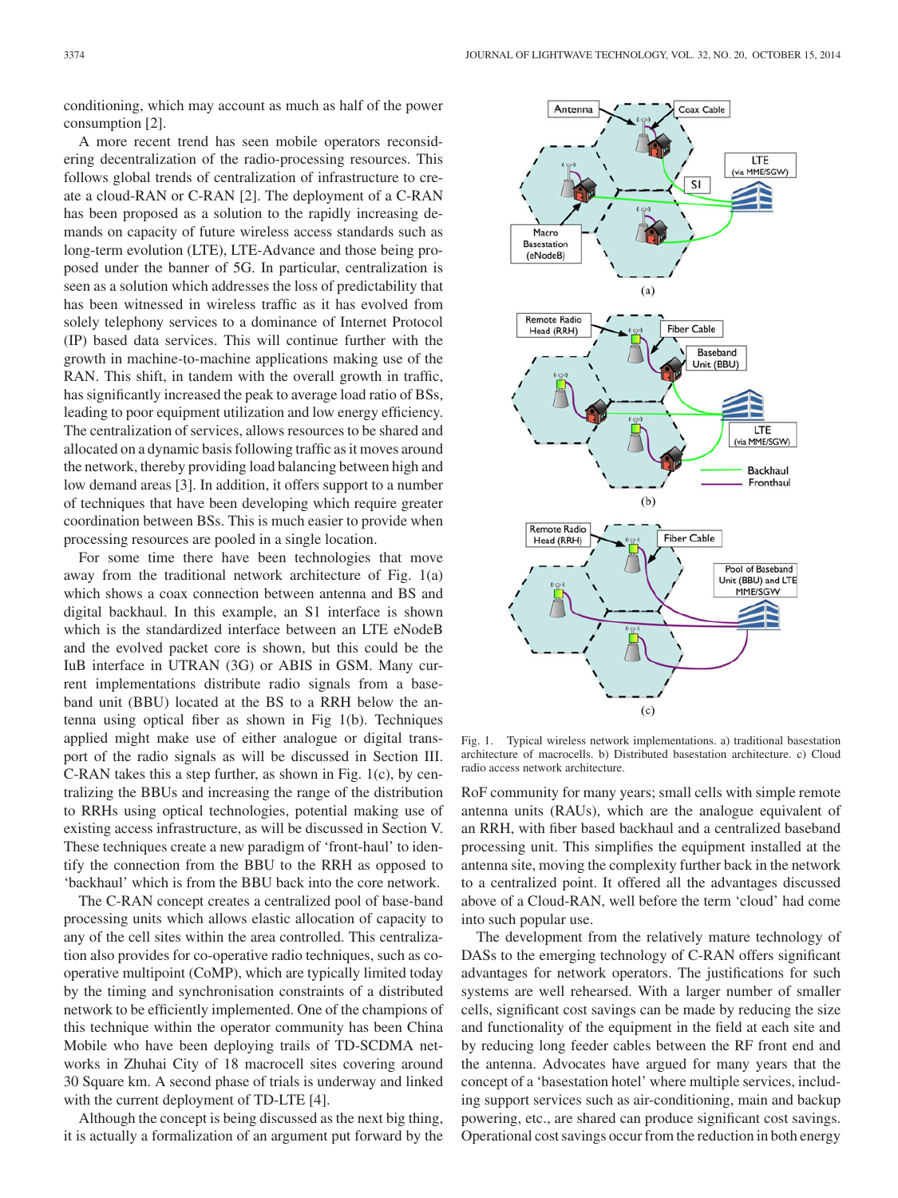conditioning, which may account as much as half of the power consumption [2].

A more recent trend has seen mobile operators reconsidering decentralization of the radio-processing resources. This follows global trends of centralization of infrastructure to create a cloud-RAN or C-RAN [2]. The deployment of a C-RAN has been proposed as a solution to the rapidly increasing demands on capacity of future wireless access standards such as long-term evolution (LTE), LTE-Advance and those being proposed under the banner of 5G. In particular, centralization is seen as a solution which addresses the loss of predictability that has been witnessed in wireless traffic as it has evolved from solely telephony services to a dominance of Internet Protocol (IP) based data services. This will continue further with the growth in machine-to-machine applications making use of the RAN. This shift, in tandem with the overall growth in traffic, has significantly increased the peak to average load ratio of BSs, leading to poor equipment utilization and low energy efficiency. The centralization of services, allows resources to be shared and allocated on a dynamic basis following traffic as it moves around the network, thereby providing load balancing between high and low demand areas [3]. In addition, it offers support to a number of techniques that have been developing which require greater coordination between BSs. This is much easier to provide when processing resources are pooled in a single location.

For some time there have been technologies that move away from the traditional network architecture of Fig. 1(a) which shows a coax connection between antenna and BS and digital backhaul. In this example, an S1 interface is shown which is the standardized interface between an LTE eNodeB and the evolved packet core is shown, but this could be the IuB interface in UTRAN (3G) or ABIS in GSM. Many current implementations distribute radio signals from a baseband unit (BBU) located at the BS to a RRH below the antenna using optical fiber as shown in Fig 1(b). Techniques applied might make use of either analogue or digital transport of the radio signals as will be discussed in Section III. C-RAN takes this a step further, as shown in Fig. 1(c), by centralizing the BBUs and increasing the range of the distribution to RRHs using optical technologies, potential making use of existing access infrastructure, as will be discussed in Section V. These techniques create a new paradigm of 'front-haul' to identify the connection from the BBU to the RRH as opposed to 'backhaul' which is from the BBU back into the core network.

The C-RAN concept creates a centralized pool of base-band processing units which allows elastic allocation of capacity to any of the cell sites within the area controlled. This centralization also provides for co-operative radio techniques, such as co-operative multipoint (CoMP), which are typically limited today by the timing and synchronisation constraints of a distributed network to be efficiently implemented. One of the champions of this technique within the operator community has been China Mobile who have been deploying trails of TD-SCDMA networks in Zhuhai City of 18 macrocell sites covering around 30 Square km. A second phase of trials is underway and linked with the current deployment of TD-LTE [4].

Although the concept is being discussed as the next big thing, it is actually a formalization of an argument put forward by the RoF community for many years; small cells with simple remote antenna units (RAUs), which are the analogue equivalent of an RRH, with fiber based backhaul and a centralized baseband processing unit. This simplifies the equipment installed at the antenna site, moving the complexity further back in the network to a centralized point. It offered all the advantages discussed above of a Cloud-RAN, well before the term 'cloud' had come into such popular use.

Fig. 1. Typical wireless network implementations. a) traditional basestation architecture of macrocells. b) Distributed basestation architecture. c) Cloud radio access network architecture.

The development from the relatively mature technology of DASs to the emerging technology of C-RAN offers significant advantages for network operators. The justifications for such systems are well rehearsed. With a larger number of smaller cells, significant cost savings can be made by reducing the size and functionality of the equipment in the field at each site and by reducing long feeder cables between the RF front end and the antenna. Advocates have argued for many years that the concept of a 'basestation hotel' where multiple services, including support services such as air-conditioning, main and backup powering, etc., are shared can produce significant cost savings. Operational cost savings occur from the reduction in both energy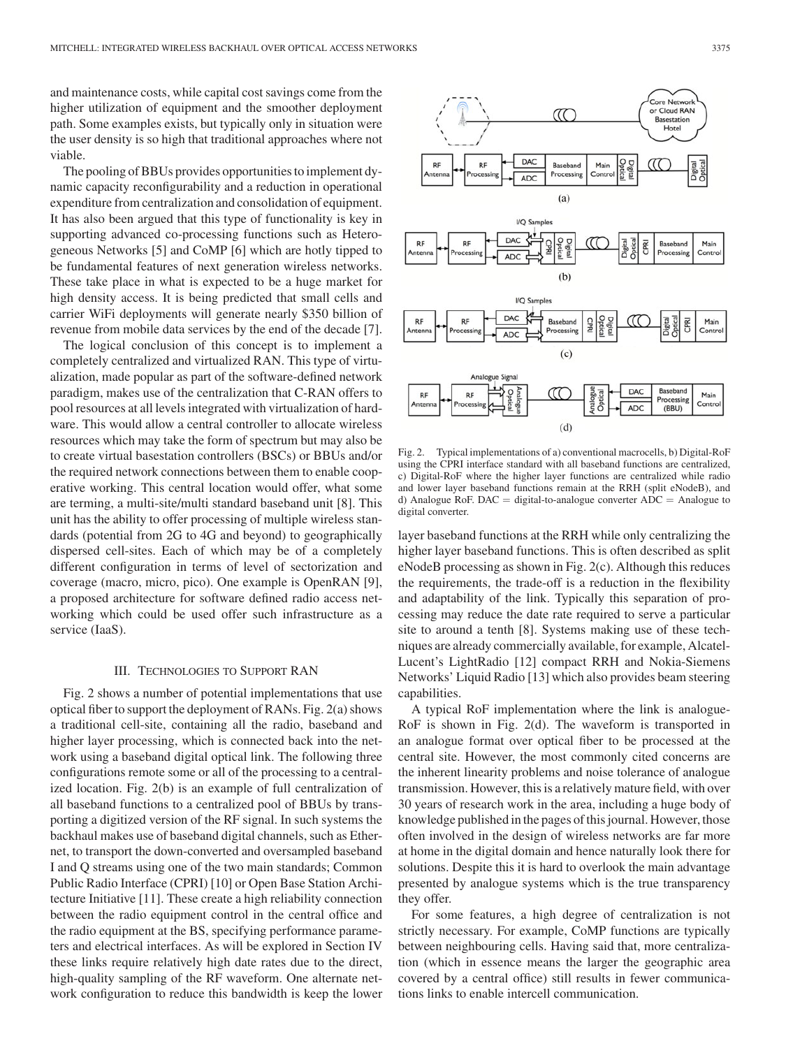and maintenance costs, while capital cost savings come from the higher utilization of equipment and the smoother deployment path. Some examples exists, but typically only in situation were the user density is so high that traditional approaches where not viable.

The pooling of BBUs provides opportunities to implement dynamic capacity reconfigurability and a reduction in operational expenditure from centralization and consolidation of equipment. It has also been argued that this type of functionality is key in supporting advanced co-processing functions such as Heterogeneous Networks [5] and CoMP [6] which are hotly tipped to be fundamental features of next generation wireless networks. These take place in what is expected to be a huge market for high density access. It is being predicted that small cells and carrier WiFi deployments will generate nearly \$350 billion of revenue from mobile data services by the end of the decade [7].

The logical conclusion of this concept is to implement a completely centralized and virtualized RAN. This type of virtualization, made popular as part of the software-defined network paradigm, makes use of the centralization that C-RAN offers to pool resources at all levels integrated with virtualization of hardware. This would allow a central controller to allocate wireless resources which may take the form of spectrum but may also be to create virtual basestation controllers (BSCs) or BBUs and/or the required network connections between them to enable cooperative working. This central location would offer, what some are terming, a multi-site/multi standard baseband unit [8]. This unit has the ability to offer processing of multiple wireless standards (potential from 2G to 4G and beyond) to geographically dispersed cell-sites. Each of which may be of a completely different configuration in terms of level of sectorization and coverage (macro, micro, pico). One example is OpenRAN [9], a proposed architecture for software defined radio access networking which could be used offer such infrastructure as a service (IaaS).

## III. Technologies to Support RAN

Fig. 2 shows a number of potential implementations that use optical fiber to support the deployment of RANs. Fig. 2(a) shows a traditional cell-site, containing all the radio, baseband and higher layer processing, which is connected back into the network using a baseband digital optical link. The following three configurations remote some or all of the processing to a centralized location. Fig. 2(b) is an example of full centralization of all baseband functions to a centralized pool of BBUs by transporting a digitized version of the RF signal. In such systems the backhaul makes use of baseband digital channels, such as Ethernet, to transport the down-converted and oversampled baseband I and Q streams using one of the two main standards; Common Public Radio Interface (CPRI) [10] or Open Base Station Architecture Initiative [11]. These create a high reliability connection between the radio equipment control in the central office and the radio equipment at the BS, specifying performance parameters and electrical interfaces. As will be explored in Section IV these links require relatively high date rates due to the direct, high-quality sampling of the RF waveform. One alternate network configuration to reduce this bandwidth is keep the lower layer baseband functions at the RRH while only centralizing the higher layer baseband functions. This is often described as split eNodeB processing as shown in Fig. 2(c). Although this reduces the requirements, the trade-off is a reduction in the flexibility and adaptability of the link. Typically this separation of processing may reduce the date rate required to serve a particular site to around a tenth [8]. Systems making use of these techniques are already commercially available, for example, Alcatel-Lucent's LightRadio [12] compact RRH and Nokia-Siemens Networks' Liquid Radio [13] which also provides beam steering capabilities.

Fig. 2. Typical implementations of a) conventional macrocells, b) Digital-RoF using the CPRI interface standard with all baseband functions are centralized, c) Digital-RoF where the higher layer functions are centralized while radio and lower layer baseband functions remain at the RRH (split eNodeB), and d) Analogue RoF. DAC = digital-to-analogue converter ADC = Analogue to digital converter.

A typical RoF implementation where the link is analogue-RoF is shown in Fig. 2(d). The waveform is transported in an analogue format over optical fiber to be processed at the central site. However, the most commonly cited concerns are the inherent linearity problems and noise tolerance of analogue transmission. However, this is a relatively mature field, with over 30 years of research work in the area, including a huge body of knowledge published in the pages of this journal. However, those often involved in the design of wireless networks are far more at home in the digital domain and hence naturally look there for solutions. Despite this it is hard to overlook the main advantage presented by analogue systems which is the true transparency they offer.

For some features, a high degree of centralization is not strictly necessary. For example, CoMP functions are typically between neighbouring cells. Having said that, more centralization (which in essence means the larger the geographic area covered by a central office) still results in fewer communications links to enable intercell communication.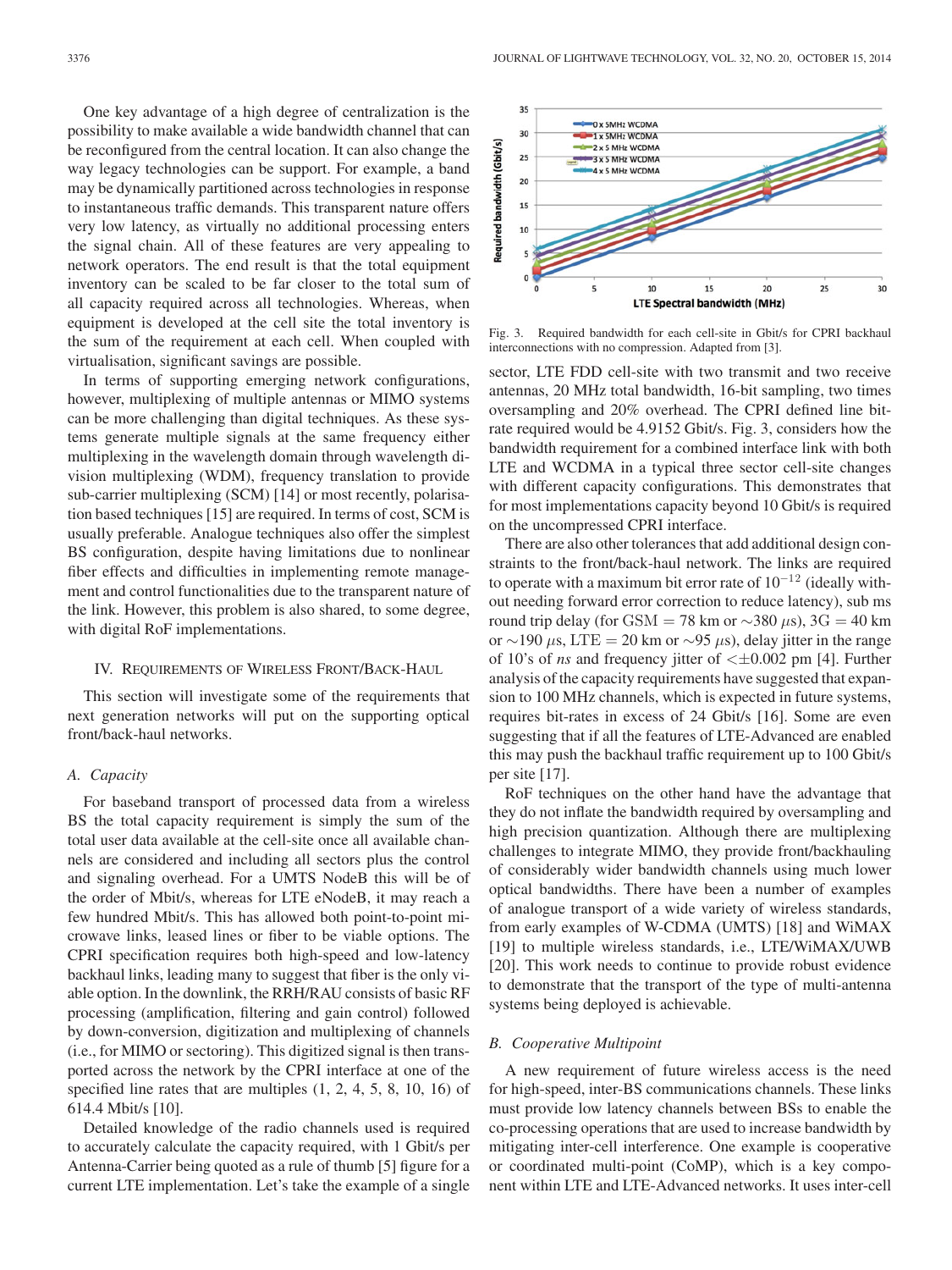One key advantage of a high degree of centralization is the possibility to make available a wide bandwidth channel that can be reconfigured from the central location. It can also change the way legacy technologies can be support. For example, a band may be dynamically partitioned across technologies in response to instantaneous traffic demands. This transparent nature offers very low latency, as virtually no additional processing enters the signal chain. All of these features are very appealing to network operators. The end result is that the total equipment inventory can be scaled to be far closer to the total sum of all capacity required across all technologies. Whereas, when equipment is developed at the cell site the total inventory is the sum of the requirement at each cell. When coupled with virtualisation, significant savings are possible.

In terms of supporting emerging network configurations, however, multiplexing of multiple antennas or MIMO systems can be more challenging than digital techniques. As these systems generate multiple signals at the same frequency either multiplexing in the wavelength domain through wavelength division multiplexing (WDM), frequency translation to provide sub-carrier multiplexing (SCM) [14] or most recently, polarisation based techniques [15] are required. In terms of cost, SCM is usually preferable. Analogue techniques also offer the simplest BS configuration, despite having limitations due to nonlinear fiber effects and difficulties in implementing remote management and control functionalities due to the transparent nature of the link. However, this problem is also shared, to some degree, with digital RoF implementations.

## IV. Requirements of Wireless Front/Back-Haul

This section will investigate some of the requirements that next generation networks will put on the supporting optical front/back-haul networks.

### A. Capacity

For baseband transport of processed data from a wireless BS the total capacity requirement is simply the sum of the total user data available at the cell-site once all available channels are considered and including all sectors plus the control and signaling overhead. For a UMTS NodeB this will be of the order of Mbit/s, whereas for LTE eNodeB, it may reach a few hundred Mbit/s. This has allowed both point-to-point microwave links, leased lines or fiber to be viable options. The CPRI specification requires both high-speed and low-latency backhaul links, leading many to suggest that fiber is the only viable option. In the downlink, the RRH/RAU consists of basic RF processing (amplification, filtering and gain control) followed by down-conversion, digitization and multiplexing of channels (i.e., for MIMO or sectoring). This digitized signal is then transported across the network by the CPRI interface at one of the specified line rates that are multiples (1, 2, 4, 5, 8, 10, 16) of 614.4 Mbit/s [10].

Detailed knowledge of the radio channels used is required to accurately calculate the capacity required, with 1 Gbit/s per Antenna-Carrier being quoted as a rule of thumb [5] figure for a current LTE implementation. Let's take the example of a single sector, LTE FDD cell-site with two transmit and two receive antennas, 20 MHz total bandwidth, 16-bit sampling, two times oversampling and 20% overhead. The CPRI defined line bit-rate required would be 4.9152 Gbit/s. Fig. 3, considers how the bandwidth requirement for a combined interface link with both LTE and WCDMA in a typical three sector cell-site changes with different capacity configurations. This demonstrates that for most implementations capacity beyond 10 Gbit/s is required on the uncompressed CPRI interface.

Fig. 3. Required bandwidth for each cell-site in Gbit/s for CPRI backhaul interconnections with no compression. Adapted from [3].

There are also other tolerances that add additional design constraints to the front/back-haul network. The links are required to operate with a maximum bit error rate of $10^{-12}$ (ideally without needing forward error correction to reduce latency), sub ms round trip delay (for GSM = 78 km or $\sim$380 $\mu$s), 3G = 40 km or $\sim$190 $\mu$s, LTE = 20 km or $\sim$95 $\mu$s), delay jitter in the range of 10's of *ns* and frequency jitter of $<\pm 0.002$ pm [4]. Further analysis of the capacity requirements have suggested that expansion to 100 MHz channels, which is expected in future systems, requires bit-rates in excess of 24 Gbit/s [16]. Some are even suggesting that if all the features of LTE-Advanced are enabled this may push the backhaul traffic requirement up to 100 Gbit/s per site [17].

RoF techniques on the other hand have the advantage that they do not inflate the bandwidth required by oversampling and high precision quantization. Although there are multiplexing challenges to integrate MIMO, they provide front/backhauling of considerably wider bandwidth channels using much lower optical bandwidths. There have been a number of examples of analogue transport of a wide variety of wireless standards, from early examples of W-CDMA (UMTS) [18] and WiMAX [19] to multiple wireless standards, i.e., LTE/WiMAX/UWB [20]. This work needs to continue to provide robust evidence to demonstrate that the transport of the type of multi-antenna systems being deployed is achievable.

### B. Cooperative Multipoint

A new requirement of future wireless access is the need for high-speed, inter-BS communications channels. These links must provide low latency channels between BSs to enable the co-processing operations that are used to increase bandwidth by mitigating inter-cell interference. One example is cooperative or coordinated multi-point (CoMP), which is a key component within LTE and LTE-Advanced networks. It uses inter-cell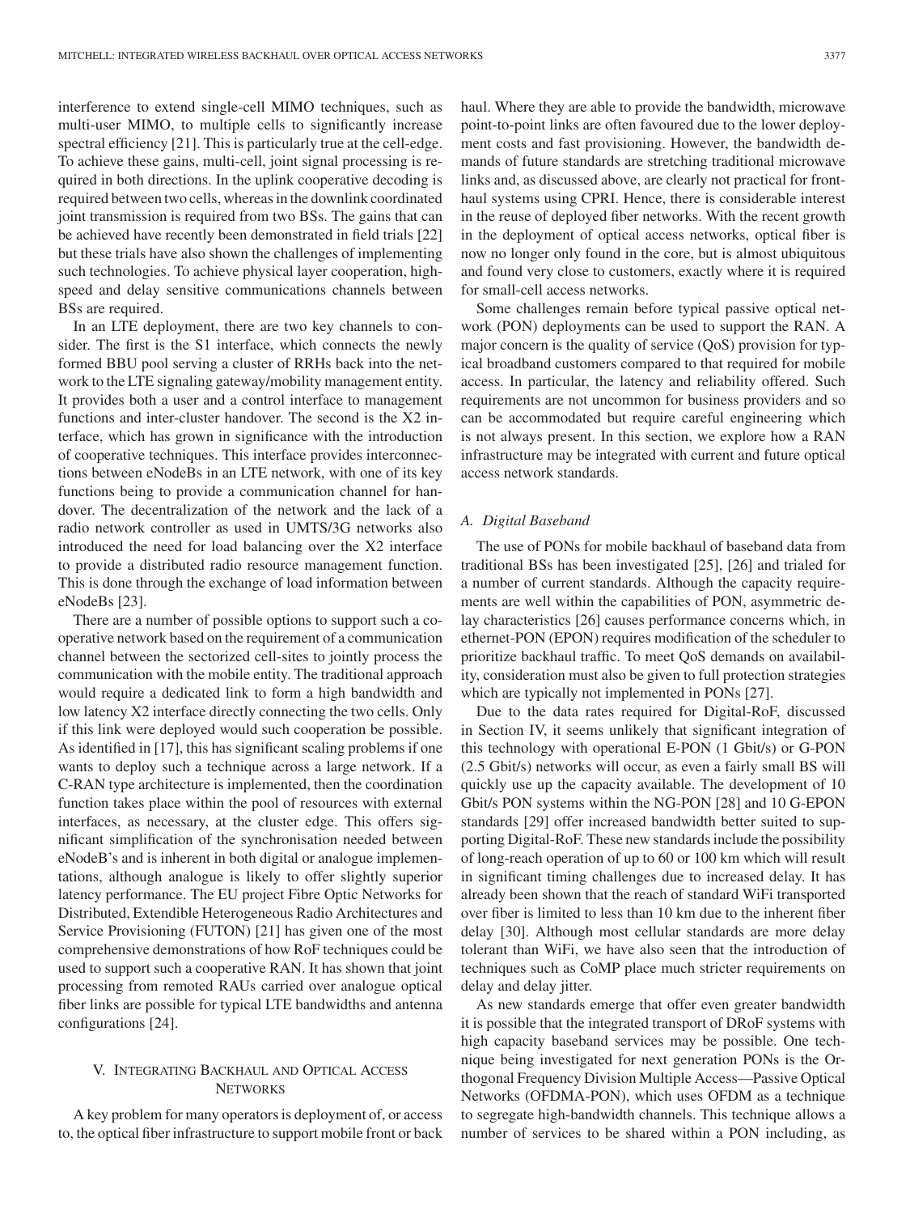interference to extend single-cell MIMO techniques, such as multi-user MIMO, to multiple cells to significantly increase spectral efficiency [21]. This is particularly true at the cell-edge. To achieve these gains, multi-cell, joint signal processing is required in both directions. In the uplink cooperative decoding is required between two cells, whereas in the downlink coordinated joint transmission is required from two BSs. The gains that can be achieved have recently been demonstrated in field trials [22] but these trials have also shown the challenges of implementing such technologies. To achieve physical layer cooperation, high-speed and delay sensitive communications channels between BSs are required.

In an LTE deployment, there are two key channels to consider. The first is the S1 interface, which connects the newly formed BBU pool serving a cluster of RRHs back into the network to the LTE signaling gateway/mobility management entity. It provides both a user and a control interface to management functions and inter-cluster handover. The second is the X2 interface, which has grown in significance with the introduction of cooperative techniques. This interface provides interconnections between eNodeBs in an LTE network, with one of its key functions being to provide a communication channel for handover. The decentralization of the network and the lack of a radio network controller as used in UMTS/3G networks also introduced the need for load balancing over the X2 interface to provide a distributed radio resource management function. This is done through the exchange of load information between eNodeBs [23].

There are a number of possible options to support such a cooperative network based on the requirement of a communication channel between the sectorized cell-sites to jointly process the communication with the mobile entity. The traditional approach would require a dedicated link to form a high bandwidth and low latency X2 interface directly connecting the two cells. Only if this link were deployed would such cooperation be possible. As identified in [17], this has significant scaling problems if one wants to deploy such a technique across a large network. If a C-RAN type architecture is implemented, then the coordination function takes place within the pool of resources with external interfaces, as necessary, at the cluster edge. This offers significant simplification of the synchronisation needed between eNodeB's and is inherent in both digital or analogue implementations, although analogue is likely to offer slightly superior latency performance. The EU project Fibre Optic Networks for Distributed, Extendible Heterogeneous Radio Architectures and Service Provisioning (FUTON) [21] has given one of the most comprehensive demonstrations of how RoF techniques could be used to support such a cooperative RAN. It has shown that joint processing from remoted RAUs carried over analogue optical fiber links are possible for typical LTE bandwidths and antenna configurations [24].

## V. Integrating Backhaul and Optical Access Networks

A key problem for many operators is deployment of, or access to, the optical fiber infrastructure to support mobile front or back haul. Where they are able to provide the bandwidth, microwave point-to-point links are often favoured due to the lower deployment costs and fast provisioning. However, the bandwidth demands of future standards are stretching traditional microwave links and, as discussed above, are clearly not practical for fronthaul systems using CPRI. Hence, there is considerable interest in the reuse of deployed fiber networks. With the recent growth in the deployment of optical access networks, optical fiber is now no longer only found in the core, but is almost ubiquitous and found very close to customers, exactly where it is required for small-cell access networks.

Some challenges remain before typical passive optical network (PON) deployments can be used to support the RAN. A major concern is the quality of service (QoS) provision for typical broadband customers compared to that required for mobile access. In particular, the latency and reliability offered. Such requirements are not uncommon for business providers and so can be accommodated but require careful engineering which is not always present. In this section, we explore how a RAN infrastructure may be integrated with current and future optical access network standards.

### *A. Digital Baseband*

The use of PONs for mobile backhaul of baseband data from traditional BSs has been investigated [25], [26] and trialed for a number of current standards. Although the capacity requirements are well within the capabilities of PON, asymmetric delay characteristics [26] causes performance concerns which, in ethernet-PON (EPON) requires modification of the scheduler to prioritize backhaul traffic. To meet QoS demands on availability, consideration must also be given to full protection strategies which are typically not implemented in PONs [27].

Due to the data rates required for Digital-RoF, discussed in Section IV, it seems unlikely that significant integration of this technology with operational E-PON (1 Gbit/s) or G-PON (2.5 Gbit/s) networks will occur, as even a fairly small BS will quickly use up the capacity available. The development of 10 Gbit/s PON systems within the NG-PON [28] and 10 G-EPON standards [29] offer increased bandwidth better suited to supporting Digital-RoF. These new standards include the possibility of long-reach operation of up to 60 or 100 km which will result in significant timing challenges due to increased delay. It has already been shown that the reach of standard WiFi transported over fiber is limited to less than 10 km due to the inherent fiber delay [30]. Although most cellular standards are more delay tolerant than WiFi, we have also seen that the introduction of techniques such as CoMP place much stricter requirements on delay and delay jitter.

As new standards emerge that offer even greater bandwidth it is possible that the integrated transport of DRoF systems with high capacity baseband services may be possible. One technique being investigated for next generation PONs is the Orthogonal Frequency Division Multiple Access—Passive Optical Networks (OFDMA-PON), which uses OFDM as a technique to segregate high-bandwidth channels. This technique allows a number of services to be shared within a PON including, as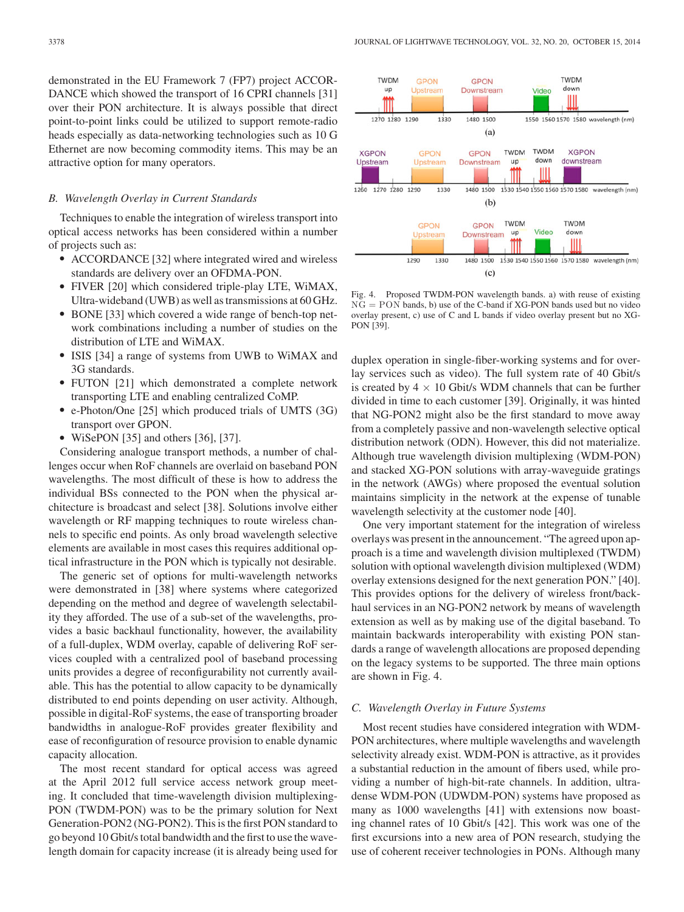demonstrated in the EU Framework 7 (FP7) project ACCORDANCE which showed the transport of 16 CPRI channels [31] over their PON architecture. It is always possible that direct point-to-point links could be utilized to support remote-radio heads especially as data-networking technologies such as 10 G Ethernet are now becoming commodity items. This may be an attractive option for many operators.

### B. Wavelength Overlay in Current Standards

Techniques to enable the integration of wireless transport into optical access networks has been considered within a number of projects such as:

- ACCORDANCE [32] where integrated wired and wireless standards are delivery over an OFDMA-PON.
- FIVER [20] which considered triple-play LTE, WiMAX, Ultra-wideband (UWB) as well as transmissions at 60 GHz.
- BONE [33] which covered a wide range of bench-top network combinations including a number of studies on the distribution of LTE and WiMAX.
- ISIS [34] a range of systems from UWB to WiMAX and 3G standards.
- FUTON [21] which demonstrated a complete network transporting LTE and enabling centralized CoMP.
- e-Photon/One [25] which produced trials of UMTS (3G) transport over GPON.
- WiSePON [35] and others [36], [37].

Considering analogue transport methods, a number of challenges occur when RoF channels are overlaid on baseband PON wavelengths. The most difficult of these is how to address the individual BSs connected to the PON when the physical architecture is broadcast and select [38]. Solutions involve either wavelength or RF mapping techniques to route wireless channels to specific end points. As only broad wavelength selective elements are available in most cases this requires additional optical infrastructure in the PON which is typically not desirable.

The generic set of options for multi-wavelength networks were demonstrated in [38] where systems where categorized depending on the method and degree of wavelength selectability they afforded. The use of a sub-set of the wavelengths, provides a basic backhaul functionality, however, the availability of a full-duplex, WDM overlay, capable of delivering RoF services coupled with a centralized pool of baseband processing units provides a degree of reconfigurability not currently available. This has the potential to allow capacity to be dynamically distributed to end points depending on user activity. Although, possible in digital-RoF systems, the ease of transporting broader bandwidths in analogue-RoF provides greater flexibility and ease of reconfiguration of resource provision to enable dynamic capacity allocation.

The most recent standard for optical access was agreed at the April 2012 full service access network group meeting. It concluded that time-wavelength division multiplexing-PON (TWDM-PON) was to be the primary solution for Next Generation-PON2 (NG-PON2). This is the first PON standard to go beyond 10 Gbit/s total bandwidth and the first to use the wavelength domain for capacity increase (it is already being used for duplex operation in single-fiber-working systems and for overlay services such as video). The full system rate of 40 Gbit/s is created by 4 × 10 Gbit/s WDM channels that can be further divided in time to each customer [39]. Originally, it was hinted that NG-PON2 might also be the first standard to move away from a completely passive and non-wavelength selective optical distribution network (ODN). However, this did not materialize. Although true wavelength division multiplexing (WDM-PON) and stacked XG-PON solutions with array-waveguide gratings in the network (AWGs) where proposed the eventual solution maintains simplicity in the network at the expense of tunable wavelength selectivity at the customer node [40].

Fig. 4. Proposed TWDM-PON wavelength bands. a) with reuse of existing NG = PON bands, b) use of the C-band if XG-PON bands used but no video overlay present, c) use of C and L bands if video overlay present but no XG-PON [39].

One very important statement for the integration of wireless overlays was present in the announcement. "The agreed upon approach is a time and wavelength division multiplexed (TWDM) solution with optional wavelength division multiplexed (WDM) overlay extensions designed for the next generation PON." [40]. This provides options for the delivery of wireless front/backhaul services in an NG-PON2 network by means of wavelength extension as well as by making use of the digital baseband. To maintain backwards interoperability with existing PON standards a range of wavelength allocations are proposed depending on the legacy systems to be supported. The three main options are shown in Fig. 4.

### C. Wavelength Overlay in Future Systems

Most recent studies have considered integration with WDM-PON architectures, where multiple wavelengths and wavelength selectivity already exist. WDM-PON is attractive, as it provides a substantial reduction in the amount of fibers used, while providing a number of high-bit-rate channels. In addition, ultra-dense WDM-PON (UDWDM-PON) systems have proposed as many as 1000 wavelengths [41] with extensions now boasting channel rates of 10 Gbit/s [42]. This work was one of the first excursions into a new area of PON research, studying the use of coherent receiver technologies in PONs. Although many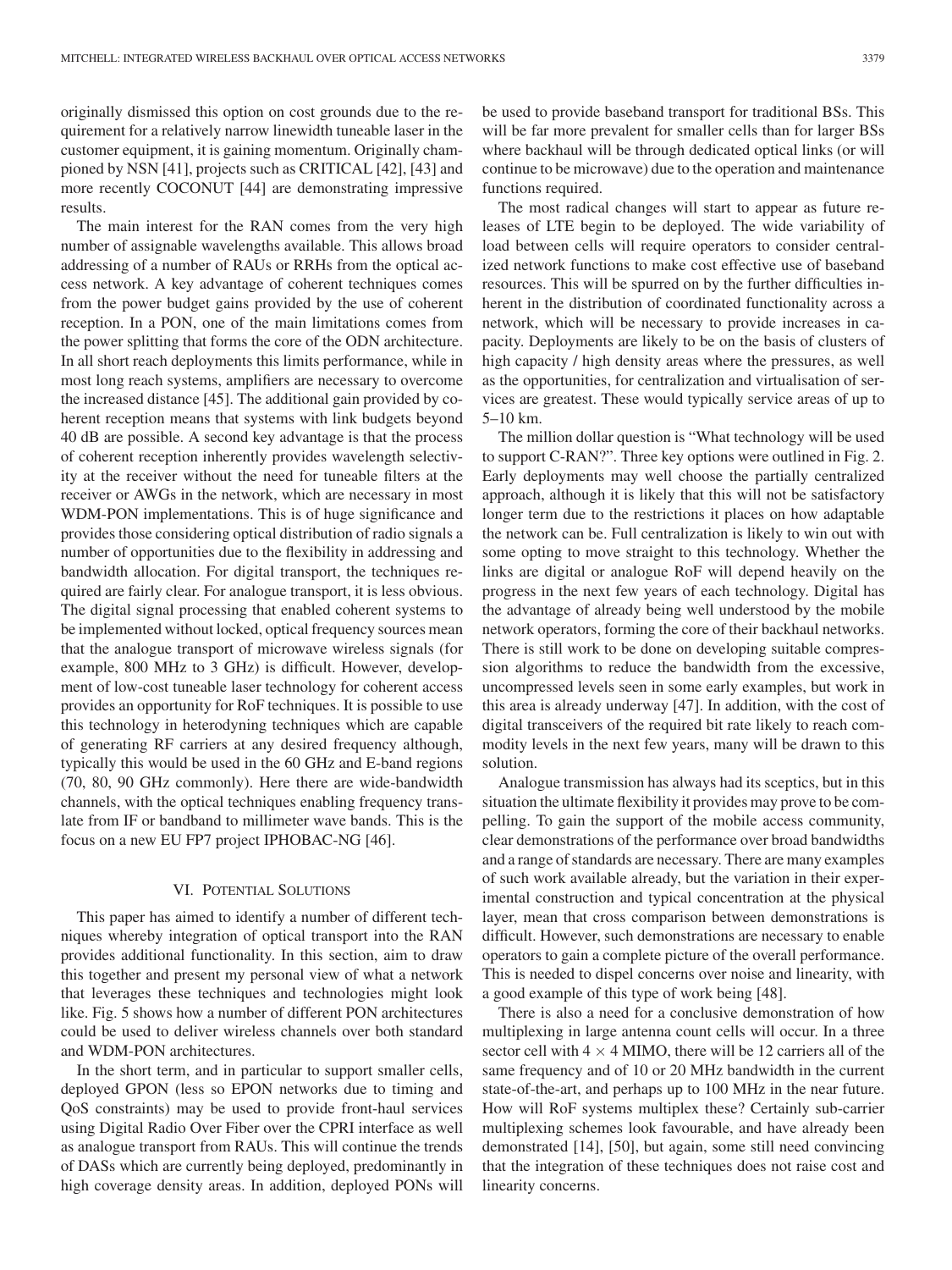originally dismissed this option on cost grounds due to the requirement for a relatively narrow linewidth tuneable laser in the customer equipment, it is gaining momentum. Originally championed by NSN [41], projects such as CRITICAL [42], [43] and more recently COCONUT [44] are demonstrating impressive results.

The main interest for the RAN comes from the very high number of assignable wavelengths available. This allows broad addressing of a number of RAUs or RRHs from the optical access network. A key advantage of coherent techniques comes from the power budget gains provided by the use of coherent reception. In a PON, one of the main limitations comes from the power splitting that forms the core of the ODN architecture. In all short reach deployments this limits performance, while in most long reach systems, amplifiers are necessary to overcome the increased distance [45]. The additional gain provided by coherent reception means that systems with link budgets beyond 40 dB are possible. A second key advantage is that the process of coherent reception inherently provides wavelength selectivity at the receiver without the need for tuneable filters at the receiver or AWGs in the network, which are necessary in most WDM-PON implementations. This is of huge significance and provides those considering optical distribution of radio signals a number of opportunities due to the flexibility in addressing and bandwidth allocation. For digital transport, the techniques required are fairly clear. For analogue transport, it is less obvious. The digital signal processing that enabled coherent systems to be implemented without locked, optical frequency sources mean that the analogue transport of microwave wireless signals (for example, 800 MHz to 3 GHz) is difficult. However, development of low-cost tuneable laser technology for coherent access provides an opportunity for RoF techniques. It is possible to use this technology in heterodyning techniques which are capable of generating RF carriers at any desired frequency although, typically this would be used in the 60 GHz and E-band regions (70, 80, 90 GHz commonly). Here there are wide-bandwidth channels, with the optical techniques enabling frequency translate from IF or bandband to millimeter wave bands. This is the focus on a new EU FP7 project IPHOBAC-NG [46].

## VI. Potential Solutions

This paper has aimed to identify a number of different techniques whereby integration of optical transport into the RAN provides additional functionality. In this section, aim to draw this together and present my personal view of what a network that leverages these techniques and technologies might look like. Fig. 5 shows how a number of different PON architectures could be used to deliver wireless channels over both standard and WDM-PON architectures.

In the short term, and in particular to support smaller cells, deployed GPON (less so EPON networks due to timing and QoS constraints) may be used to provide front-haul services using Digital Radio Over Fiber over the CPRI interface as well as analogue transport from RAUs. This will continue the trends of DASs which are currently being deployed, predominantly in high coverage density areas. In addition, deployed PONs will be used to provide baseband transport for traditional BSs. This will be far more prevalent for smaller cells than for larger BSs where backhaul will be through dedicated optical links (or will continue to be microwave) due to the operation and maintenance functions required.

The most radical changes will start to appear as future releases of LTE begin to be deployed. The wide variability of load between cells will require operators to consider centralized network functions to make cost effective use of baseband resources. This will be spurred on by the further difficulties inherent in the distribution of coordinated functionality across a network, which will be necessary to provide increases in capacity. Deployments are likely to be on the basis of clusters of high capacity / high density areas where the pressures, as well as the opportunities, for centralization and virtualisation of services are greatest. These would typically service areas of up to 5–10 km.

The million dollar question is "What technology will be used to support C-RAN?". Three key options were outlined in Fig. 2. Early deployments may well choose the partially centralized approach, although it is likely that this will not be satisfactory longer term due to the restrictions it places on how adaptable the network can be. Full centralization is likely to win out with some opting to move straight to this technology. Whether the links are digital or analogue RoF will depend heavily on the progress in the next few years of each technology. Digital has the advantage of already being well understood by the mobile network operators, forming the core of their backhaul networks. There is still work to be done on developing suitable compression algorithms to reduce the bandwidth from the excessive, uncompressed levels seen in some early examples, but work in this area is already underway [47]. In addition, with the cost of digital transceivers of the required bit rate likely to reach commodity levels in the next few years, many will be drawn to this solution.

Analogue transmission has always had its sceptics, but in this situation the ultimate flexibility it provides may prove to be compelling. To gain the support of the mobile access community, clear demonstrations of the performance over broad bandwidths and a range of standards are necessary. There are many examples of such work available already, but the variation in their experimental construction and typical concentration at the physical layer, mean that cross comparison between demonstrations is difficult. However, such demonstrations are necessary to enable operators to gain a complete picture of the overall performance. This is needed to dispel concerns over noise and linearity, with a good example of this type of work being [48].

There is also a need for a conclusive demonstration of how multiplexing in large antenna count cells will occur. In a three sector cell with $4 \times 4$ MIMO, there will be 12 carriers all of the same frequency and of 10 or 20 MHz bandwidth in the current state-of-the-art, and perhaps up to 100 MHz in the near future. How will RoF systems multiplex these? Certainly sub-carrier multiplexing schemes look favourable, and have already been demonstrated [14], [50], but again, some still need convincing that the integration of these techniques does not raise cost and linearity concerns.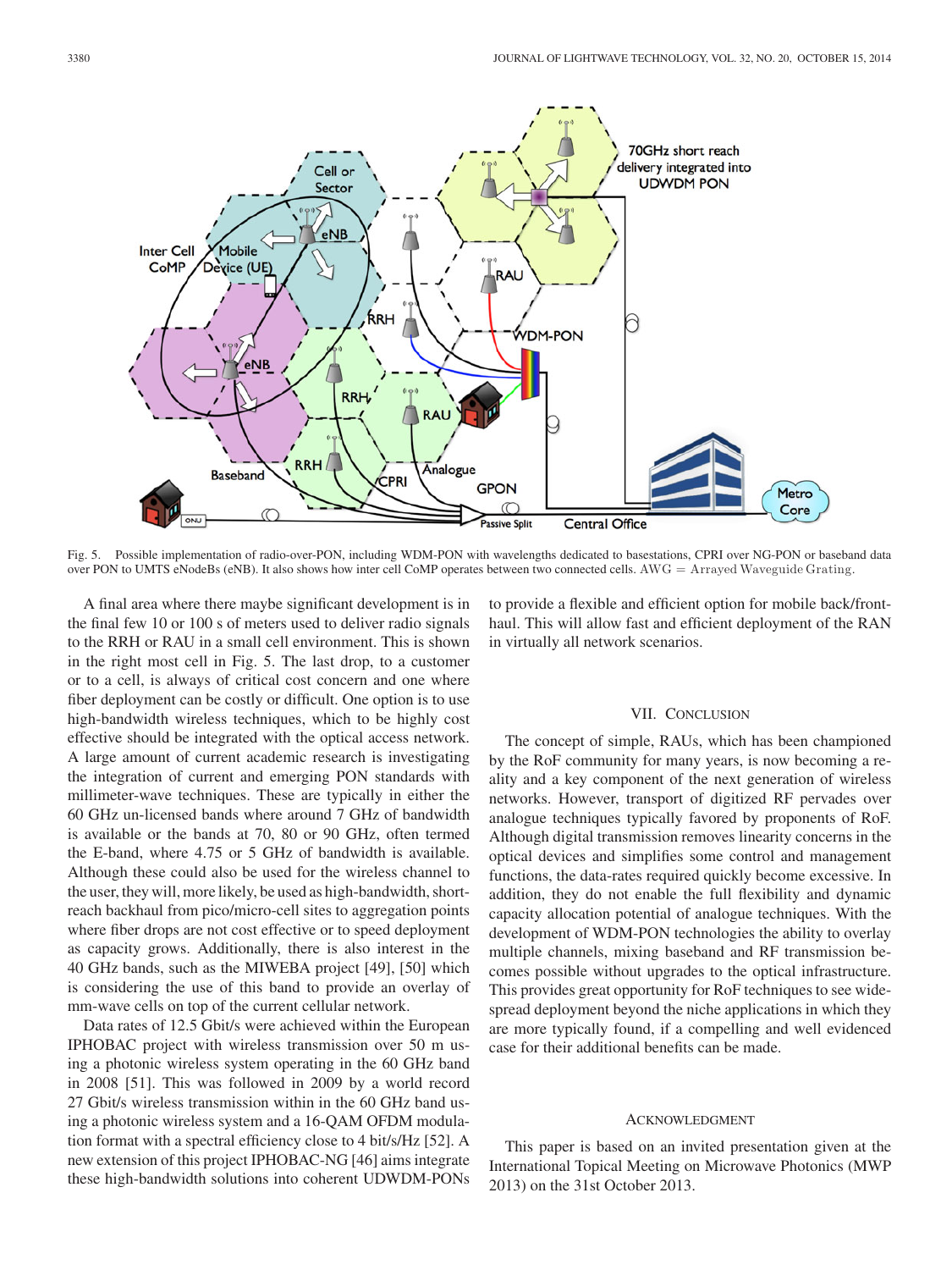Fig. 5. Possible implementation of radio-over-PON, including WDM-PON with wavelengths dedicated to basestations, CPRI over NG-PON or baseband data over PON to UMTS eNodeBs (eNB). It also shows how inter cell CoMP operates between two connected cells. AWG = Arrayed Waveguide Grating.

A final area where there maybe significant development is in the final few 10 or 100 s of meters used to deliver radio signals to the RRH or RAU in a small cell environment. This is shown in the right most cell in Fig. 5. The last drop, to a customer or to a cell, is always of critical cost concern and one where fiber deployment can be costly or difficult. One option is to use high-bandwidth wireless techniques, which to be highly cost effective should be integrated with the optical access network. A large amount of current academic research is investigating the integration of current and emerging PON standards with millimeter-wave techniques. These are typically in either the 60 GHz un-licensed bands where around 7 GHz of bandwidth is available or the bands at 70, 80 or 90 GHz, often termed the E-band, where 4.75 or 5 GHz of bandwidth is available. Although these could also be used for the wireless channel to the user, they will, more likely, be used as high-bandwidth, short-reach backhaul from pico/micro-cell sites to aggregation points where fiber drops are not cost effective or to speed deployment as capacity grows. Additionally, there is also interest in the 40 GHz bands, such as the MIWEBA project [49], [50] which is considering the use of this band to provide an overlay of mm-wave cells on top of the current cellular network.

Data rates of 12.5 Gbit/s were achieved within the European IPHOBAC project with wireless transmission over 50 m using a photonic wireless system operating in the 60 GHz band in 2008 [51]. This was followed in 2009 by a world record 27 Gbit/s wireless transmission within in the 60 GHz band using a photonic wireless system and a 16-QAM OFDM modulation format with a spectral efficiency close to 4 bit/s/Hz [52]. A new extension of this project IPHOBAC-NG [46] aims integrate these high-bandwidth solutions into coherent UDWDM-PONs to provide a flexible and efficient option for mobile back/front-haul. This will allow fast and efficient deployment of the RAN in virtually all network scenarios.

## VII. Conclusion

The concept of simple, RAUs, which has been championed by the RoF community for many years, is now becoming a reality and a key component of the next generation of wireless networks. However, transport of digitized RF pervades over analogue techniques typically favored by proponents of RoF. Although digital transmission removes linearity concerns in the optical devices and simplifies some control and management functions, the data-rates required quickly become excessive. In addition, they do not enable the full flexibility and dynamic capacity allocation potential of analogue techniques. With the development of WDM-PON technologies the ability to overlay multiple channels, mixing baseband and RF transmission becomes possible without upgrades to the optical infrastructure. This provides great opportunity for RoF techniques to see widespread deployment beyond the niche applications in which they are more typically found, if a compelling and well evidenced case for their additional benefits can be made.

## Acknowledgment

This paper is based on an invited presentation given at the International Topical Meeting on Microwave Photonics (MWP 2013) on the 31st October 2013.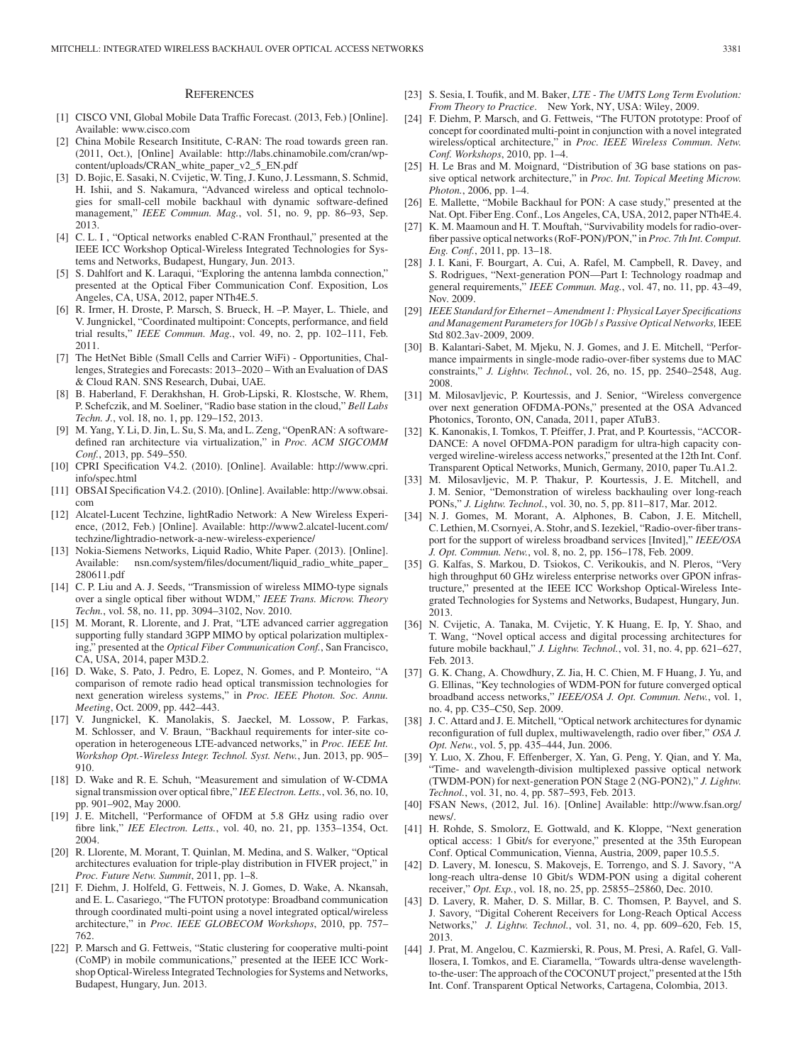## References

[1] CISCO VNI, Global Mobile Data Traffic Forecast. (2013, Feb.) [Online]. Available: www.cisco.com

[2] China Mobile Research Insititute, C-RAN: The road towards green ran. (2011, Oct.), [Online] Available: http://labs.chinamobile.com/cran/wp-content/uploads/CRAN_white_paper_v2_5_EN.pdf

[3] D. Bojic, E. Sasaki, N. Cvijetic, W. Ting, J. Kuno, J. Lessmann, S. Schmid, H. Ishii, and S. Nakamura, "Advanced wireless and optical technologies for small-cell mobile backhaul with dynamic software-defined management," *IEEE Commun. Mag.*, vol. 51, no. 9, pp. 86–93, Sep. 2013.

[4] C. L. I , "Optical networks enabled C-RAN Fronthaul," presented at the IEEE ICC Workshop Optical-Wireless Integrated Technologies for Systems and Networks, Budapest, Hungary, Jun. 2013.

[5] S. Dahlfort and K. Laraqui, "Exploring the antenna lambda connection," presented at the Optical Fiber Communication Conf. Exposition, Los Angeles, CA, USA, 2012, paper NTh4E.5.

[6] R. Irmer, H. Droste, P. Marsch, S. Brueck, H. –P. Mayer, L. Thiele, and V. Jungnickel, "Coordinated multipoint: Concepts, performance, and field trial results," *IEEE Commun. Mag.*, vol. 49, no. 2, pp. 102–111, Feb. 2011.

[7] The HetNet Bible (Small Cells and Carrier WiFi) - Opportunities, Challenges, Strategies and Forecasts: 2013–2020 – With an Evaluation of DAS & Cloud RAN. SNS Research, Dubai, UAE.

[8] B. Haberland, F. Derakhshan, H. Grob-Lipski, R. Klostsche, W. Rhem, P. Schefczik, and M. Soeliner, "Radio base station in the cloud," *Bell Labs Techn. J.*, vol. 18, no. 1, pp. 129–152, 2013.

[9] M. Yang, Y. Li, D. Jin, L. Su, S. Ma, and L. Zeng, "OpenRAN: A software-defined ran architecture via virtualization," in *Proc. ACM SIGCOMM Conf.*, 2013, pp. 549–550.

[10] CPRI Specification V4.2. (2010). [Online]. Available: http://www.cpri.info/spec.html

[11] OBSAI Specification V4.2. (2010). [Online]. Available: http://www.obsai.com

[12] Alcatel-Lucent Techzine, lightRadio Network: A New Wireless Experience, (2012, Feb.) [Online]. Available: http://www2.alcatel-lucent.com/techzine/lightradio-network-a-new-wireless-experience/

[13] Nokia-Siemens Networks, Liquid Radio, White Paper. (2013). [Online]. Available: nsn.com/system/files/document/liquid_radio_white_paper_280611.pdf

[14] C. P. Liu and A. J. Seeds, "Transmission of wireless MIMO-type signals over a single optical fiber without WDM," *IEEE Trans. Microw. Theory Techn.*, vol. 58, no. 11, pp. 3094–3102, Nov. 2010.

[15] M. Morant, R. Llorente, and J. Prat, "LTE advanced carrier aggregation supporting fully standard 3GPP MIMO by optical polarization multiplexing," presented at the *Optical Fiber Communication Conf.*, San Francisco, CA, USA, 2014, paper M3D.2.

[16] D. Wake, S. Pato, J. Pedro, E. Lopez, N. Gomes, and P. Monteiro, "A comparison of remote radio head optical transmission technologies for next generation wireless systems," in *Proc. IEEE Photon. Soc. Annu. Meeting*, Oct. 2009, pp. 442–443.

[17] V. Jungnickel, K. Manolakis, S. Jaeckel, M. Lossow, P. Farkas, M. Schlosser, and V. Braun, "Backhaul requirements for inter-site cooperation in heterogeneous LTE-advanced networks," in *Proc. IEEE Int. Workshop Opt.-Wireless Integr. Technol. Syst. Netw.*, Jun. 2013, pp. 905–910.

[18] D. Wake and R. E. Schuh, "Measurement and simulation of W-CDMA signal transmission over optical fibre," *IEE Electron. Letts.*, vol. 36, no. 10, pp. 901–902, May 2000.

[19] J. E. Mitchell, "Performance of OFDM at 5.8 GHz using radio over fibre link," *IEE Electron. Letts.*, vol. 40, no. 21, pp. 1353–1354, Oct. 2004.

[20] R. Llorente, M. Morant, T. Quinlan, M. Medina, and S. Walker, "Optical architectures evaluation for triple-play distribution in FIVER project," in *Proc. Future Netw. Summit*, 2011, pp. 1–8.

[21] F. Diehm, J. Holfeld, G. Fettweis, N. J. Gomes, D. Wake, A. Nkansah, and E. L. Casariego, "The FUTON prototype: Broadband communication through coordinated multi-point using a novel integrated optical/wireless architecture," in *Proc. IEEE GLOBECOM Workshops*, 2010, pp. 757–762.

[22] P. Marsch and G. Fettweis, "Static clustering for cooperative multi-point (CoMP) in mobile communications," presented at the IEEE ICC Workshop Optical-Wireless Integrated Technologies for Systems and Networks, Budapest, Hungary, Jun. 2013.

[23] S. Sesia, I. Toufik, and M. Baker, *LTE - The UMTS Long Term Evolution: From Theory to Practice*. New York, NY, USA: Wiley, 2009.

[24] F. Diehm, P. Marsch, and G. Fettweis, "The FUTON prototype: Proof of concept for coordinated multi-point in conjunction with a novel integrated wireless/optical architecture," in *Proc. IEEE Wireless Commun. Netw. Conf. Workshops*, 2010, pp. 1–4.

[25] H. Le Bras and M. Moignard, "Distribution of 3G base stations on passive optical network architecture," in *Proc. Int. Topical Meeting Microw. Photon.*, 2006, pp. 1–4.

[26] E. Mallette, "Mobile Backhaul for PON: A case study," presented at the Nat. Opt. Fiber Eng. Conf., Los Angeles, CA, USA, 2012, paper NTh4E.4.

[27] K. M. Maamoun and H. T. Mouftah, "Survivability models for radio-over-fiber passive optical networks (RoF-PON)/PON," in *Proc. 7th Int. Comput. Eng. Conf.*, 2011, pp. 13–18.

[28] J. I. Kani, F. Bourgart, A. Cui, A. Rafel, M. Campbell, R. Davey, and S. Rodrigues, "Next-generation PON—Part I: Technology roadmap and general requirements," *IEEE Commun. Mag.*, vol. 47, no. 11, pp. 43–49, Nov. 2009.

[29] *IEEE Standard for Ethernet – Amendment 1: Physical Layer Specifications and Management Parameters for 10Gb / s Passive Optical Networks,* IEEE Std 802.3av-2009, 2009.

[30] B. Kalantari-Sabet, M. Mjeku, N. J. Gomes, and J. E. Mitchell, "Performance impairments in single-mode radio-over-fiber systems due to MAC constraints," *J. Lightw. Technol.*, vol. 26, no. 15, pp. 2540–2548, Aug. 2008.

[31] M. Milosavljevic, P. Kourtessis, and J. Senior, "Wireless convergence over next generation OFDMA-PONs," presented at the OSA Advanced Photonics, Toronto, ON, Canada, 2011, paper ATuB3.

[32] K. Kanonakis, I. Tomkos, T. Pfeiffer, J. Prat, and P. Kourtessis, "ACCORDANCE: A novel OFDMA-PON paradigm for ultra-high capacity converged wireline-wireless access networks," presented at the 12th Int. Conf. Transparent Optical Networks, Munich, Germany, 2010, paper Tu.A1.2.

[33] M. Milosavljevic, M. P. Thakur, P. Kourtessis, J. E. Mitchell, and J. M. Senior, "Demonstration of wireless backhauling over long-reach PONs," *J. Lightw. Technol.*, vol. 30, no. 5, pp. 811–817, Mar. 2012.

[34] N. J. Gomes, M. Morant, A. Alphones, B. Cabon, J. E. Mitchell, C. Lethien, M. Csornyei, A. Stohr, and S. Iezekiel, "Radio-over-fiber transport for the support of wireless broadband services [Invited]," *IEEE/OSA J. Opt. Commun. Netw.*, vol. 8, no. 2, pp. 156–178, Feb. 2009.

[35] G. Kalfas, S. Markou, D. Tsiokos, C. Verikoukis, and N. Pleros, "Very high throughput 60 GHz wireless enterprise networks over GPON infrastructure," presented at the IEEE ICC Workshop Optical-Wireless Integrated Technologies for Systems and Networks, Budapest, Hungary, Jun. 2013.

[36] N. Cvijetic, A. Tanaka, M. Cvijetic, Y. K Huang, E. Ip, Y. Shao, and T. Wang, "Novel optical access and digital processing architectures for future mobile backhaul," *J. Lightw. Technol.*, vol. 31, no. 4, pp. 621–627, Feb. 2013.

[37] G. K. Chang, A. Chowdhury, Z. Jia, H. C. Chien, M. F Huang, J. Yu, and G. Ellinas, "Key technologies of WDM-PON for future converged optical broadband access networks," *IEEE/OSA J. Opt. Commun. Netw.*, vol. 1, no. 4, pp. C35–C50, Sep. 2009.

[38] J. C. Attard and J. E. Mitchell, "Optical network architectures for dynamic reconfiguration of full duplex, multiwavelength, radio over fiber," *OSA J. Opt. Netw.*, vol. 5, pp. 435–444, Jun. 2006.

[39] Y. Luo, X. Zhou, F. Effenberger, X. Yan, G. Peng, Y. Qian, and Y. Ma, "Time- and wavelength-division multiplexed passive optical network (TWDM-PON) for next-generation PON Stage 2 (NG-PON2)," *J. Lightw. Technol.*, vol. 31, no. 4, pp. 587–593, Feb. 2013.

[40] FSAN News, (2012, Jul. 16). [Online] Available: http://www.fsan.org/news/.

[41] H. Rohde, S. Smolorz, E. Gottwald, and K. Kloppe, "Next generation optical access: 1 Gbit/s for everyone," presented at the 35th European Conf. Optical Communication, Vienna, Austria, 2009, paper 10.5.5.

[42] D. Lavery, M. Ionescu, S. Makovejs, E. Torrengo, and S. J. Savory, "A long-reach ultra-dense 10 Gbit/s WDM-PON using a digital coherent receiver," *Opt. Exp.*, vol. 18, no. 25, pp. 25855–25860, Dec. 2010.

[43] D. Lavery, R. Maher, D. S. Millar, B. C. Thomsen, P. Bayvel, and S. J. Savory, "Digital Coherent Receivers for Long-Reach Optical Access Networks," *J. Lightw. Technol.*, vol. 31, no. 4, pp. 609–620, Feb. 15, 2013.

[44] J. Prat, M. Angelou, C. Kazmierski, R. Pous, M. Presi, A. Rafel, G. Vall-llosera, I. Tomkos, and E. Ciaramella, "Towards ultra-dense wavelength-to-the-user: The approach of the COCONUT project," presented at the 15th Int. Conf. Transparent Optical Networks, Cartagena, Colombia, 2013.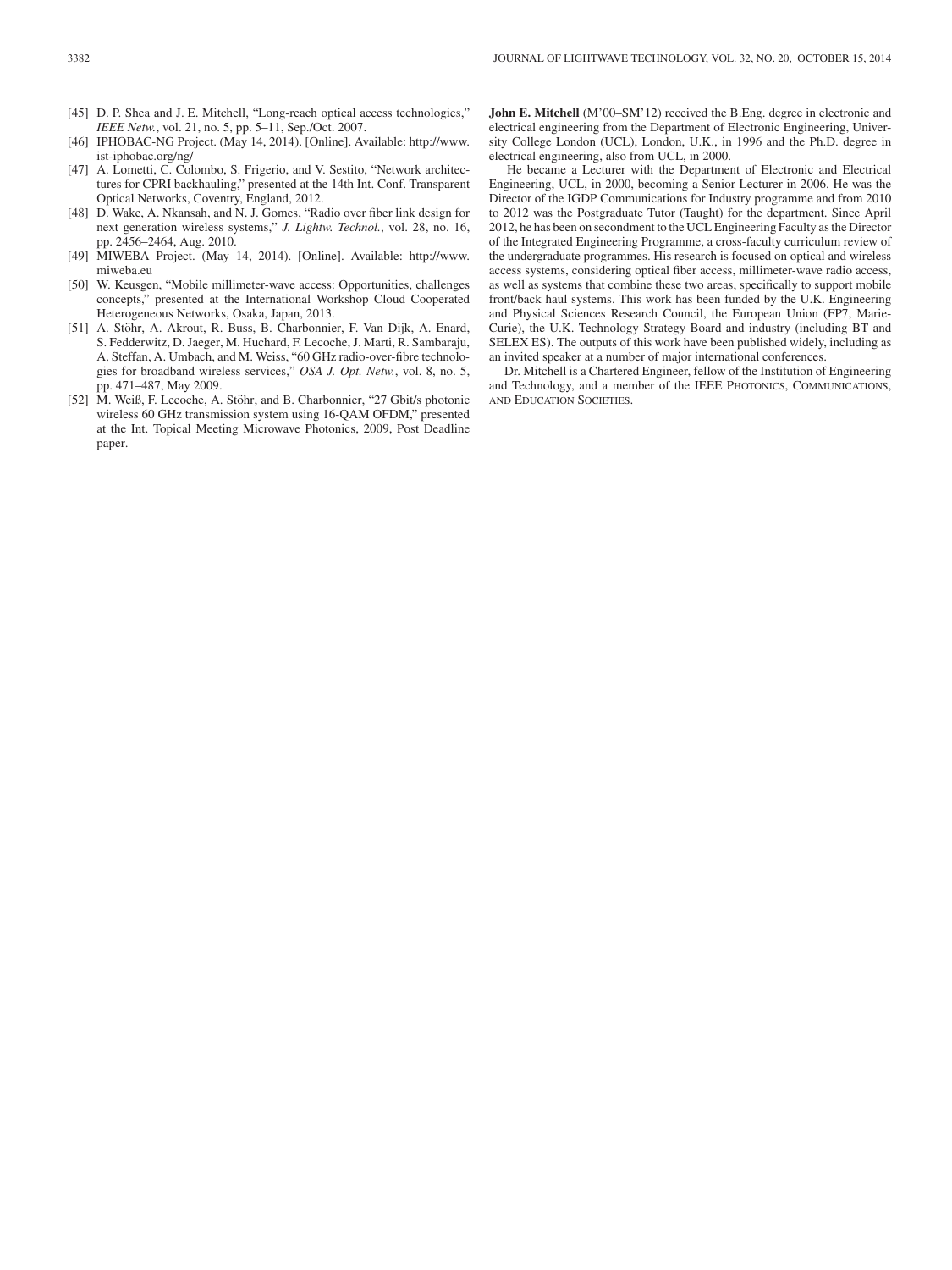[45] D. P. Shea and J. E. Mitchell, "Long-reach optical access technologies," *IEEE Netw.*, vol. 21, no. 5, pp. 5–11, Sep./Oct. 2007.

[46] IPHOBAC-NG Project. (May 14, 2014). [Online]. Available: http://www.ist-iphobac.org/ng/

[47] A. Lometti, C. Colombo, S. Frigerio, and V. Sestito, "Network architectures for CPRI backhauling," presented at the 14th Int. Conf. Transparent Optical Networks, Coventry, England, 2012.

[48] D. Wake, A. Nkansah, and N. J. Gomes, "Radio over fiber link design for next generation wireless systems," *J. Lightw. Technol.*, vol. 28, no. 16, pp. 2456–2464, Aug. 2010.

[49] MIWEBA Project. (May 14, 2014). [Online]. Available: http://www.miweba.eu

[50] W. Keusgen, "Mobile millimeter-wave access: Opportunities, challenges concepts," presented at the International Workshop Cloud Cooperated Heterogeneous Networks, Osaka, Japan, 2013.

[51] A. Stöhr, A. Akrout, R. Buss, B. Charbonnier, F. Van Dijk, A. Enard, S. Fedderwitz, D. Jaeger, M. Huchard, F. Lecoche, J. Marti, R. Sambaraju, A. Steffan, A. Umbach, and M. Weiss, "60 GHz radio-over-fibre technologies for broadband wireless services," *OSA J. Opt. Netw.*, vol. 8, no. 5, pp. 471–487, May 2009.

[52] M. Weiß, F. Lecoche, A. Stöhr, and B. Charbonnier, "27 Gbit/s photonic wireless 60 GHz transmission system using 16-QAM OFDM," presented at the Int. Topical Meeting Microwave Photonics, 2009, Post Deadline paper.

**John E. Mitchell** (M'00–SM'12) received the B.Eng. degree in electronic and electrical engineering from the Department of Electronic Engineering, University College London (UCL), London, U.K., in 1996 and the Ph.D. degree in electrical engineering, also from UCL, in 2000.

He became a Lecturer with the Department of Electronic and Electrical Engineering, UCL, in 2000, becoming a Senior Lecturer in 2006. He was the Director of the IGDP Communications for Industry programme and from 2010 to 2012 was the Postgraduate Tutor (Taught) for the department. Since April 2012, he has been on secondment to the UCL Engineering Faculty as the Director of the Integrated Engineering Programme, a cross-faculty curriculum review of the undergraduate programmes. His research is focused on optical and wireless access systems, considering optical fiber access, millimeter-wave radio access, as well as systems that combine these two areas, specifically to support mobile front/back haul systems. This work has been funded by the U.K. Engineering and Physical Sciences Research Council, the European Union (FP7, Marie-Curie), the U.K. Technology Strategy Board and industry (including BT and SELEX ES). The outputs of this work have been published widely, including as an invited speaker at a number of major international conferences.

Dr. Mitchell is a Chartered Engineer, fellow of the Institution of Engineering and Technology, and a member of the IEEE Photonics, Communications, and Education Societies.